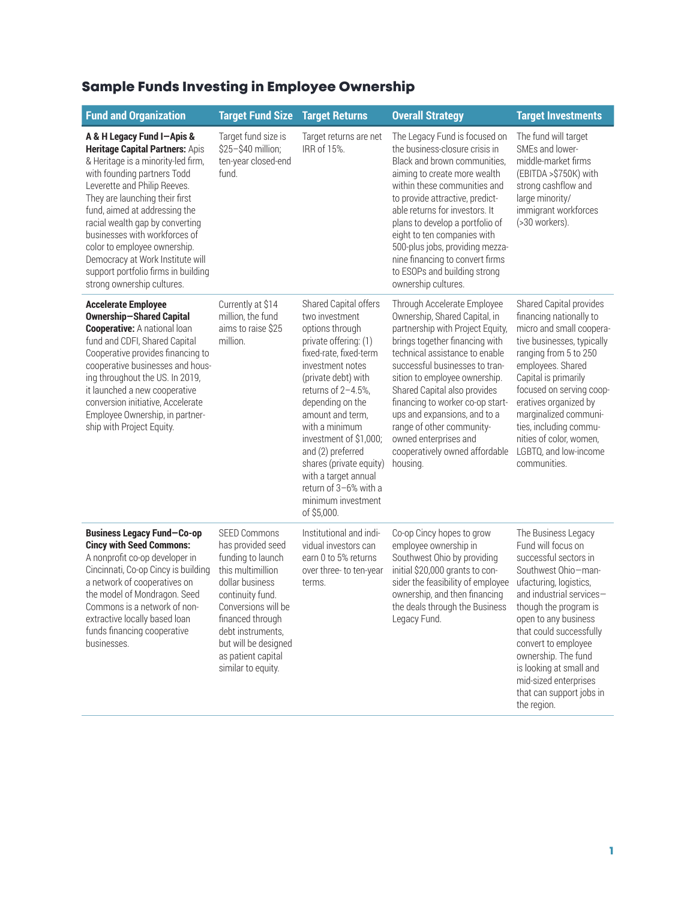## Sample Funds Investing in Employee Ownership

| Fund and Organization | Target Fund Size | Target Returns | Overall Strategy | Target Investments |
|---|---|---|---|---|
| **A & H Legacy Fund I—Apis & Heritage Capital Partners:** Apis & Heritage is a minority-led firm, with founding partners Todd Leverette and Philip Reeves. They are launching their first fund, aimed at addressing the racial wealth gap by converting businesses with workforces of color to employee ownership. Democracy at Work Institute will support portfolio firms in building strong ownership cultures. | Target fund size is $25–$40 million; ten-year closed-end fund. | Target returns are net IRR of 15%. | The Legacy Fund is focused on the business-closure crisis in Black and brown communities, aiming to create more wealth within these communities and to provide attractive, predictable returns for investors. It plans to develop a portfolio of eight to ten companies with 500-plus jobs, providing mezzanine financing to convert firms to ESOPs and building strong ownership cultures. | The fund will target SMEs and lower-middle-market firms (EBITDA >$750K) with strong cashflow and large minority/immigrant workforces (>30 workers). |
| **Accelerate Employee Ownership—Shared Capital Cooperative:** A national loan fund and CDFI, Shared Capital Cooperative provides financing to cooperative businesses and housing throughout the US. In 2019, it launched a new cooperative conversion initiative, Accelerate Employee Ownership, in partnership with Project Equity. | Currently at $14 million, the fund aims to raise $25 million. | Shared Capital offers two investment options through private offering: (1) fixed-rate, fixed-term investment notes (private debt) with returns of 2–4.5%, depending on the amount and term, with a minimum investment of $1,000; and (2) preferred shares (private equity) with a target annual return of 3–6% with a minimum investment of $5,000. | Through Accelerate Employee Ownership, Shared Capital, in partnership with Project Equity, brings together financing with technical assistance to enable successful businesses to transition to employee ownership. Shared Capital also provides financing to worker co-op start-ups and expansions, and to a range of other community-owned enterprises and cooperatively owned affordable housing. | Shared Capital provides financing nationally to micro and small cooperative businesses, typically ranging from 5 to 250 employees. Shared Capital is primarily focused on serving cooperatives organized by marginalized communities, including communities of color, women, LGBTQ, and low-income communities. |
| **Business Legacy Fund—Co-op Cincy with Seed Commons:** A nonprofit co-op developer in Cincinnati, Co-op Cincy is building a network of cooperatives on the model of Mondragon. Seed Commons is a network of non-extractive locally based loan funds financing cooperative businesses. | SEED Commons has provided seed funding to launch this multimillion dollar business continuity fund. Conversions will be financed through debt instruments, but will be designed as patient capital similar to equity. | Institutional and individual investors can earn 0 to 5% returns over three- to ten-year terms. | Co-op Cincy hopes to grow employee ownership in Southwest Ohio by providing initial $20,000 grants to consider the feasibility of employee ownership, and then financing the deals through the Business Legacy Fund. | The Business Legacy Fund will focus on successful sectors in Southwest Ohio—manufacturing, logistics, and industrial services—though the program is open to any business that could successfully convert to employee ownership. The fund is looking at small and mid-sized enterprises that can support jobs in the region. |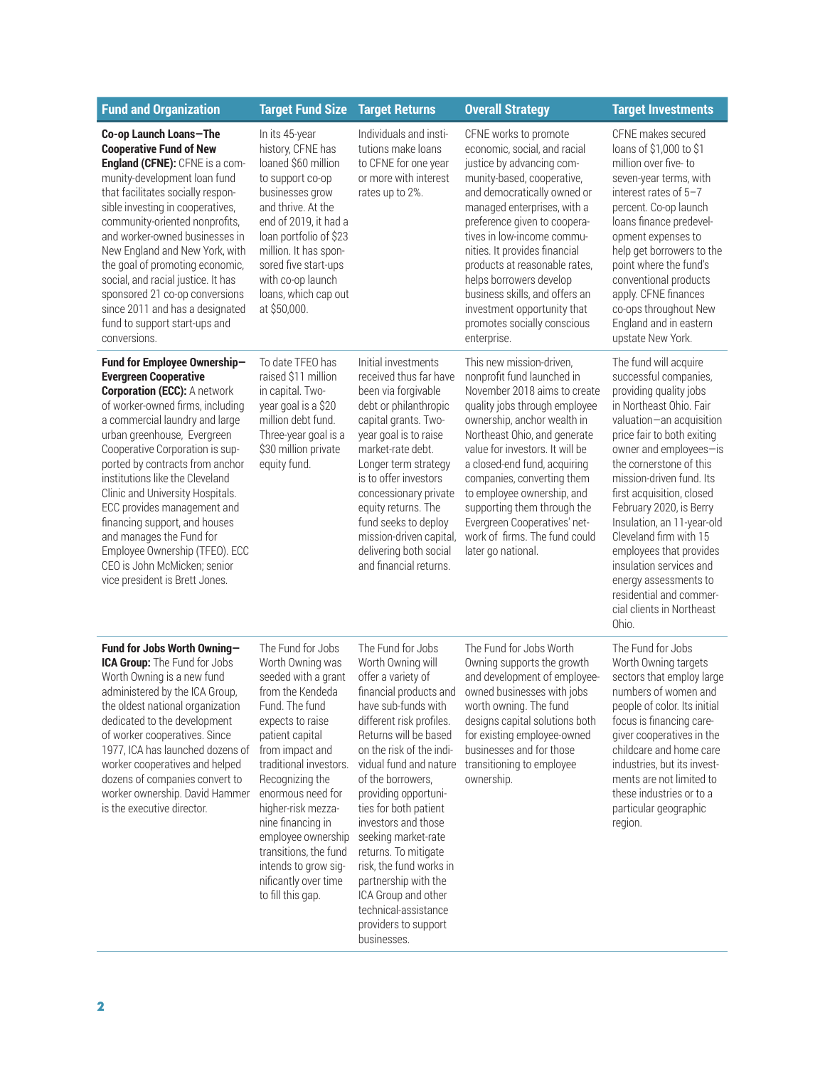| Fund and Organization | Target Fund Size | Target Returns | Overall Strategy | Target Investments |
|---|---|---|---|---|
| **Co-op Launch Loans—The Cooperative Fund of New England (CFNE):** CFNE is a community-development loan fund that facilitates socially responsible investing in cooperatives, community-oriented nonprofits, and worker-owned businesses in New England and New York, with the goal of promoting economic, social, and racial justice. It has sponsored 21 co-op conversions since 2011 and has a designated fund to support start-ups and conversions. | In its 45-year history, CFNE has loaned $60 million to support co-op businesses grow and thrive. At the end of 2019, it had a loan portfolio of $23 million. It has sponsored five start-ups with co-op launch loans, which cap out at $50,000. | Individuals and institutions make loans to CFNE for one year or more with interest rates up to 2%. | CFNE works to promote economic, social, and racial justice by advancing community-based, cooperative, and democratically owned or managed enterprises, with a preference given to cooperatives in low-income communities. It provides financial products at reasonable rates, helps borrowers develop business skills, and offers an investment opportunity that promotes socially conscious enterprise. | CFNE makes secured loans of $1,000 to $1 million over five- to seven-year terms, with interest rates of 5–7 percent. Co-op launch loans finance predevelopment expenses to help get borrowers to the point where the fund's conventional products apply. CFNE finances co-ops throughout New England and in eastern upstate New York. |
| **Fund for Employee Ownership—Evergreen Cooperative Corporation (ECC):** A network of worker-owned firms, including a commercial laundry and large urban greenhouse, Evergreen Cooperative Corporation is supported by contracts from anchor institutions like the Cleveland Clinic and University Hospitals. ECC provides management and financing support, and houses and manages the Fund for Employee Ownership (TFEO). ECC CEO is John McMicken; senior vice president is Brett Jones. | To date TFEO has raised $11 million in capital. Two-year goal is a $20 million debt fund. Three-year goal is a $30 million private equity fund. | Initial investments received thus far have been via forgivable debt or philanthropic capital grants. Two-year goal is to raise market-rate debt. Longer term strategy is to offer investors concessionary private equity returns. The fund seeks to deploy mission-driven capital, delivering both social and financial returns. | This new mission-driven, nonprofit fund launched in November 2018 aims to create quality jobs through employee ownership, anchor wealth in Northeast Ohio, and generate value for investors. It will be a closed-end fund, acquiring companies, converting them to employee ownership, and supporting them through the Evergreen Cooperatives' network of firms. The fund could later go national. | The fund will acquire successful companies, providing quality jobs in Northeast Ohio. Fair valuation—an acquisition price fair to both exiting owner and employees—is the cornerstone of this mission-driven fund. Its first acquisition, closed February 2020, is Berry Insulation, an 11-year-old Cleveland firm with 15 employees that provides insulation services and energy assessments to residential and commercial clients in Northeast Ohio. |
| **Fund for Jobs Worth Owning—ICA Group:** The Fund for Jobs Worth Owning is a new fund administered by the ICA Group, the oldest national organization dedicated to the development of worker cooperatives. Since 1977, ICA has launched dozens of worker cooperatives and helped dozens of companies convert to worker ownership. David Hammer is the executive director. | The Fund for Jobs Worth Owning was seeded with a grant from the Kendeda Fund. The fund expects to raise patient capital from impact and traditional investors. Recognizing the enormous need for higher-risk mezzanine financing in employee ownership transitions, the fund intends to grow significantly over time to fill this gap. | The Fund for Jobs Worth Owning will offer a variety of financial products and have sub-funds with different risk profiles. Returns will be based on the risk of the individual fund and nature of the borrowers, providing opportunities for both patient investors and those seeking market-rate returns. To mitigate risk, the fund works in partnership with the ICA Group and other technical-assistance providers to support businesses. | The Fund for Jobs Worth Owning supports the growth and development of employee-owned businesses with jobs worth owning. The fund designs capital solutions both for existing employee-owned businesses and for those transitioning to employee ownership. | The Fund for Jobs Worth Owning targets sectors that employ large numbers of women and people of color. Its initial focus is financing caregiver cooperatives in the childcare and home care industries, but its investments are not limited to these industries or to a particular geographic region. |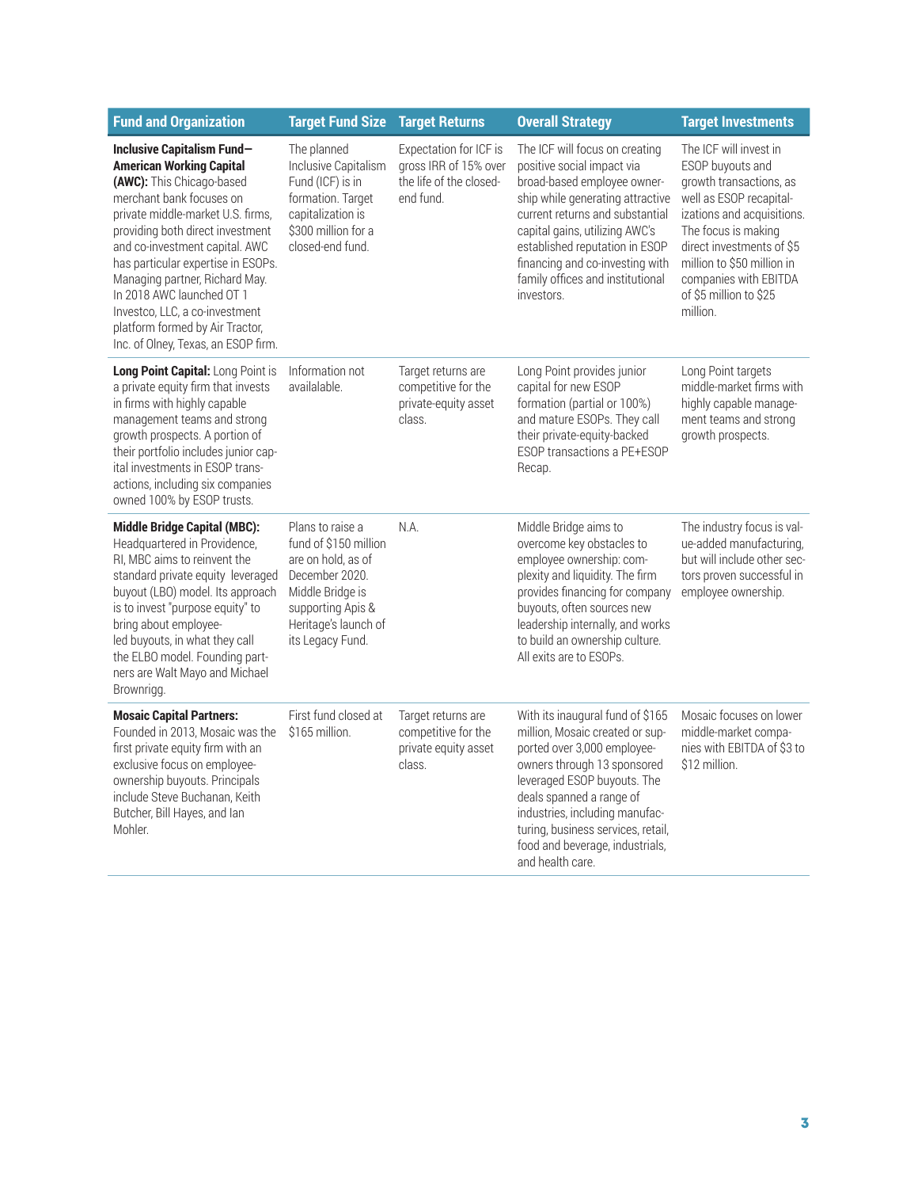| Fund and Organization | Target Fund Size | Target Returns | Overall Strategy | Target Investments |
|---|---|---|---|---|
| **Inclusive Capitalism Fund—American Working Capital (AWC):** This Chicago-based merchant bank focuses on private middle-market U.S. firms, providing both direct investment and co-investment capital. AWC has particular expertise in ESOPs. Managing partner, Richard May. In 2018 AWC launched OT 1 Investco, LLC, a co-investment platform formed by Air Tractor, Inc. of Olney, Texas, an ESOP firm. | The planned Inclusive Capitalism Fund (ICF) is in formation. Target capitalization is $300 million for a closed-end fund. | Expectation for ICF is gross IRR of 15% over the life of the closed-end fund. | The ICF will focus on creating positive social impact via broad-based employee ownership while generating attractive current returns and substantial capital gains, utilizing AWC's established reputation in ESOP financing and co-investing with family offices and institutional investors. | The ICF will invest in ESOP buyouts and growth transactions, as well as ESOP recapitalizations and acquisitions. The focus is making direct investments of $5 million to $50 million in companies with EBITDA of $5 million to $25 million. |
| **Long Point Capital:** Long Point is a private equity firm that invests in firms with highly capable management teams and strong growth prospects. A portion of their portfolio includes junior capital investments in ESOP transactions, including six companies owned 100% by ESOP trusts. | Information not availalable. | Target returns are competitive for the private-equity asset class. | Long Point provides junior capital for new ESOP formation (partial or 100%) and mature ESOPs. They call their private-equity-backed ESOP transactions a PE+ESOP Recap. | Long Point targets middle-market firms with highly capable management teams and strong growth prospects. |
| **Middle Bridge Capital (MBC):** Headquartered in Providence, RI, MBC aims to reinvent the standard private equity leveraged buyout (LBO) model. Its approach is to invest "purpose equity" to bring about employee-led buyouts, in what they call the ELBO model. Founding partners are Walt Mayo and Michael Brownrigg. | Plans to raise a fund of $150 million are on hold, as of December 2020. Middle Bridge is supporting Apis & Heritage's launch of its Legacy Fund. | N.A. | Middle Bridge aims to overcome key obstacles to employee ownership: complexity and liquidity. The firm provides financing for company buyouts, often sources new leadership internally, and works to build an ownership culture. All exits are to ESOPs. | The industry focus is value-added manufacturing, but will include other sectors proven successful in employee ownership. |
| **Mosaic Capital Partners:** Founded in 2013, Mosaic was the first private equity firm with an exclusive focus on employee-ownership buyouts. Principals include Steve Buchanan, Keith Butcher, Bill Hayes, and Ian Mohler. | First fund closed at $165 million. | Target returns are competitive for the private equity asset class. | With its inaugural fund of $165 million, Mosaic created or supported over 3,000 employee-owners through 13 sponsored leveraged ESOP buyouts. The deals spanned a range of industries, including manufacturing, business services, retail, food and beverage, industrials, and health care. | Mosaic focuses on lower middle-market companies with EBITDA of $3 to $12 million. |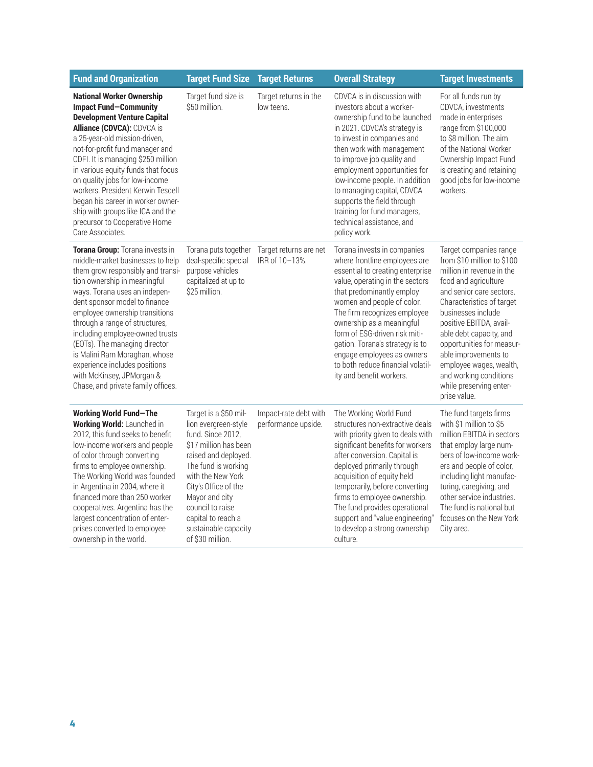| Fund and Organization | Target Fund Size | Target Returns | Overall Strategy | Target Investments |
|---|---|---|---|---|
| **National Worker Ownership Impact Fund—Community Development Venture Capital Alliance (CDVCA):** CDVCA is a 25-year-old mission-driven, not-for-profit fund manager and CDFI. It is managing $250 million in various equity funds that focus on quality jobs for low-income workers. President Kerwin Tesdell began his career in worker ownership with groups like ICA and the precursor to Cooperative Home Care Associates. | Target fund size is $50 million. | Target returns in the low teens. | CDVCA is in discussion with investors about a worker-ownership fund to be launched in 2021. CDVCA's strategy is to invest in companies and then work with management to improve job quality and employment opportunities for low-income people. In addition to managing capital, CDVCA supports the field through training for fund managers, technical assistance, and policy work. | For all funds run by CDVCA, investments made in enterprises range from $100,000 to $8 million. The aim of the National Worker Ownership Impact Fund is creating and retaining good jobs for low-income workers. |
| **Torana Group:** Torana invests in middle-market businesses to help them grow responsibly and transition ownership in meaningful ways. Torana uses an independent sponsor model to finance employee ownership transitions through a range of structures, including employee-owned trusts (EOTs). The managing director is Malini Ram Moraghan, whose experience includes positions with McKinsey, JPMorgan & Chase, and private family offices. | Torana puts together deal-specific special purpose vehicles capitalized at up to $25 million. | Target returns are net IRR of 10–13%. | Torana invests in companies where frontline employees are essential to creating enterprise value, operating in the sectors that predominantly employ women and people of color. The firm recognizes employee ownership as a meaningful form of ESG-driven risk mitigation. Torana's strategy is to engage employees as owners to both reduce financial volatility and benefit workers. | Target companies range from $10 million to $100 million in revenue in the food and agriculture and senior care sectors. Characteristics of target businesses include positive EBITDA, available debt capacity, and opportunities for measurable improvements to employee wages, wealth, and working conditions while preserving enterprise value. |
| **Working World Fund—The Working World:** Launched in 2012, this fund seeks to benefit low-income workers and people of color through converting firms to employee ownership. The Working World was founded in Argentina in 2004, where it financed more than 250 worker cooperatives. Argentina has the largest concentration of enterprises converted to employee ownership in the world. | Target is a $50 million evergreen-style fund. Since 2012, $17 million has been raised and deployed. The fund is working with the New York City's Office of the Mayor and city council to raise capital to reach a sustainable capacity of $30 million. | Impact-rate debt with performance upside. | The Working World Fund structures non-extractive deals with priority given to deals with significant benefits for workers after conversion. Capital is deployed primarily through acquisition of equity held temporarily, before converting firms to employee ownership. The fund provides operational support and "value engineering" to develop a strong ownership culture. | The fund targets firms with $1 million to $5 million EBITDA in sectors that employ large numbers of low-income workers and people of color, including light manufacturing, caregiving, and other service industries. The fund is national but focuses on the New York City area. |